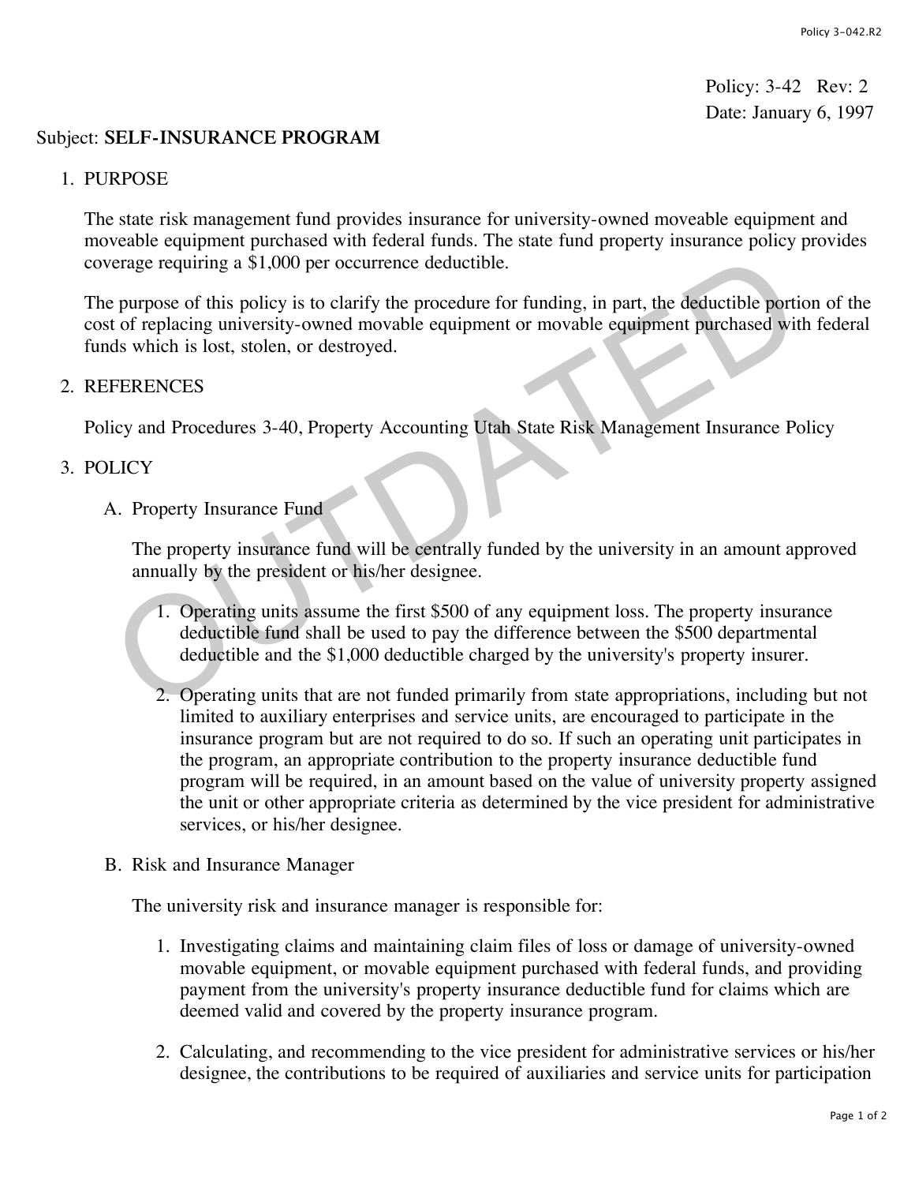Policy: 3-42 Rev: 2
Date: January 6, 1997

Subject: **SELF-INSURANCE PROGRAM**

1. PURPOSE

   The state risk management fund provides insurance for university-owned moveable equipment and moveable equipment purchased with federal funds. The state fund property insurance policy provides coverage requiring a $1,000 per occurrence deductible.

   The purpose of this policy is to clarify the procedure for funding, in part, the deductible portion of the cost of replacing university-owned movable equipment or movable equipment purchased with federal funds which is lost, stolen, or destroyed.

2. REFERENCES

   Policy and Procedures 3-40, Property Accounting Utah State Risk Management Insurance Policy

3. POLICY

   A. Property Insurance Fund

      The property insurance fund will be centrally funded by the university in an amount approved annually by the president or his/her designee.

      1. Operating units assume the first $500 of any equipment loss. The property insurance deductible fund shall be used to pay the difference between the $500 departmental deductible and the $1,000 deductible charged by the university's property insurer.

      2. Operating units that are not funded primarily from state appropriations, including but not limited to auxiliary enterprises and service units, are encouraged to participate in the insurance program but are not required to do so. If such an operating unit participates in the program, an appropriate contribution to the property insurance deductible fund program will be required, in an amount based on the value of university property assigned the unit or other appropriate criteria as determined by the vice president for administrative services, or his/her designee.

   B. Risk and Insurance Manager

      The university risk and insurance manager is responsible for:

      1. Investigating claims and maintaining claim files of loss or damage of university-owned movable equipment, or movable equipment purchased with federal funds, and providing payment from the university's property insurance deductible fund for claims which are deemed valid and covered by the property insurance program.

      2. Calculating, and recommending to the vice president for administrative services or his/her designee, the contributions to be required of auxiliaries and service units for participation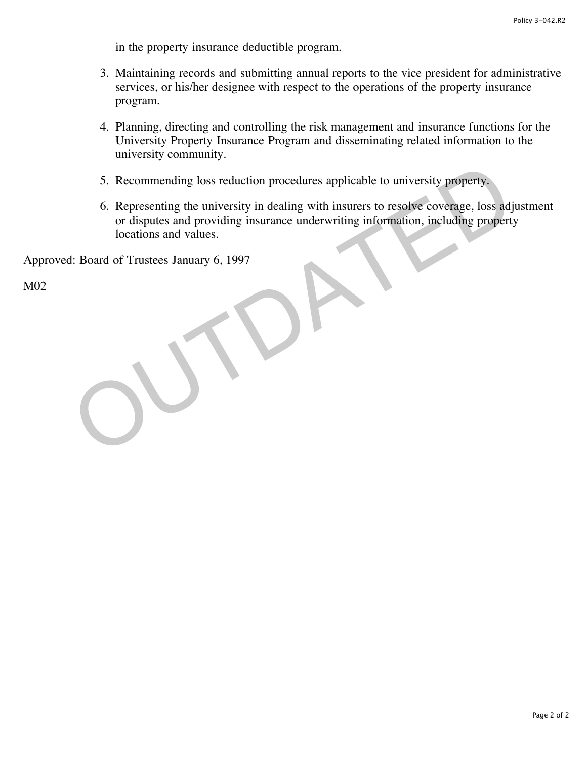in the property insurance deductible program.

3. Maintaining records and submitting annual reports to the vice president for administrative services, or his/her designee with respect to the operations of the property insurance program.

4. Planning, directing and controlling the risk management and insurance functions for the University Property Insurance Program and disseminating related information to the university community.

5. Recommending loss reduction procedures applicable to university property.

6. Representing the university in dealing with insurers to resolve coverage, loss adjustment or disputes and providing insurance underwriting information, including property locations and values.

Approved: Board of Trustees January 6, 1997

M02

OUTDATED